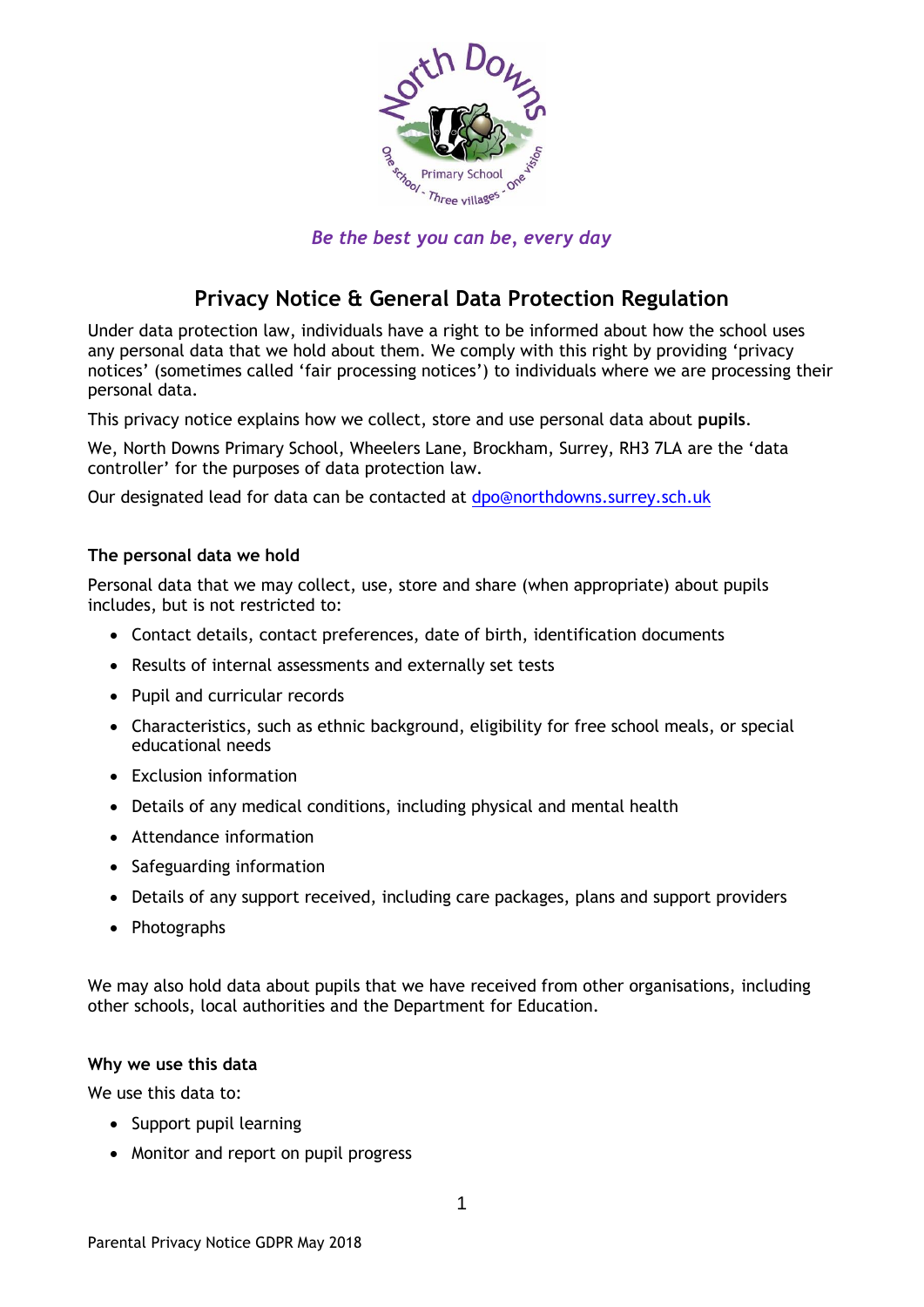*Be the best you can be, every day*

# Privacy Notice & General Data Protection Regulation

Under data protection law, individuals have a right to be informed about how the school uses any personal data that we hold about them. We comply with this right by providing 'privacy notices' (sometimes called 'fair processing notices') to individuals where we are processing their personal data.

This privacy notice explains how we collect, store and use personal data about **pupils**.

We, North Downs Primary School, Wheelers Lane, Brockham, Surrey, RH3 7LA are the 'data controller' for the purposes of data protection law.

Our designated lead for data can be contacted at dpo@northdowns.surrey.sch.uk

### The personal data we hold

Personal data that we may collect, use, store and share (when appropriate) about pupils includes, but is not restricted to:

- Contact details, contact preferences, date of birth, identification documents
- Results of internal assessments and externally set tests
- Pupil and curricular records
- Characteristics, such as ethnic background, eligibility for free school meals, or special educational needs
- Exclusion information
- Details of any medical conditions, including physical and mental health
- Attendance information
- Safeguarding information
- Details of any support received, including care packages, plans and support providers
- Photographs

We may also hold data about pupils that we have received from other organisations, including other schools, local authorities and the Department for Education.

### Why we use this data

We use this data to:

- Support pupil learning
- Monitor and report on pupil progress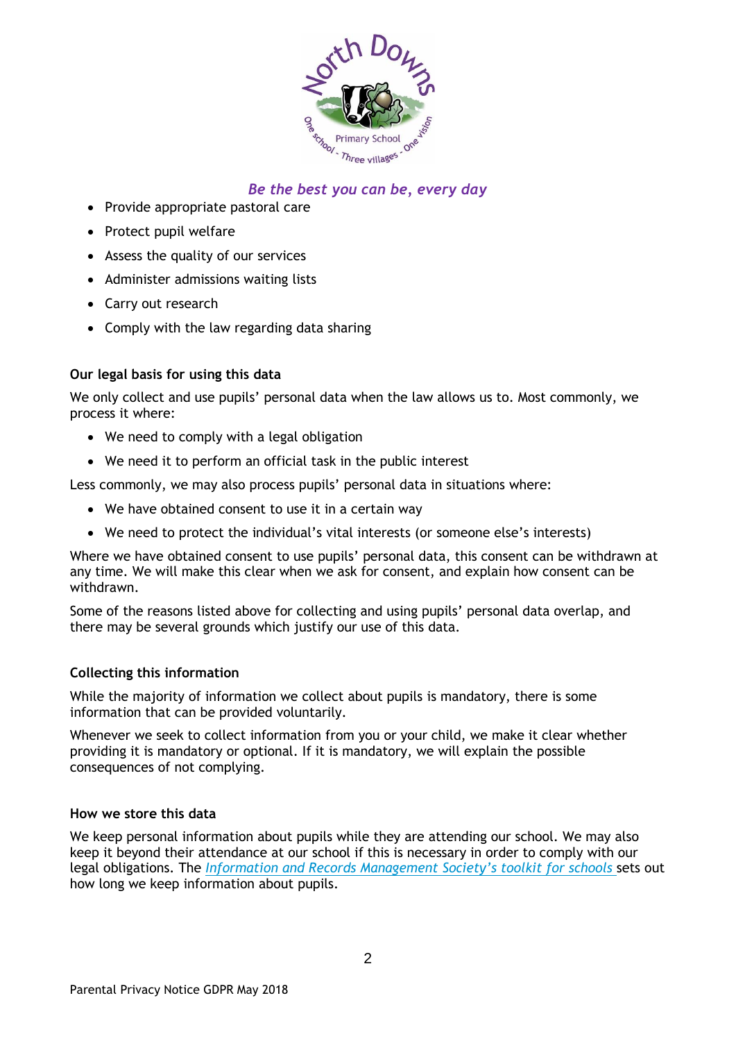- Provide appropriate pastoral care
- Protect pupil welfare
- Assess the quality of our services
- Administer admissions waiting lists
- Carry out research
- Comply with the law regarding data sharing

**Our legal basis for using this data**

We only collect and use pupils' personal data when the law allows us to. Most commonly, we process it where:

- We need to comply with a legal obligation
- We need it to perform an official task in the public interest

Less commonly, we may also process pupils' personal data in situations where:

- We have obtained consent to use it in a certain way
- We need to protect the individual's vital interests (or someone else's interests)

Where we have obtained consent to use pupils' personal data, this consent can be withdrawn at any time. We will make this clear when we ask for consent, and explain how consent can be withdrawn.

Some of the reasons listed above for collecting and using pupils' personal data overlap, and there may be several grounds which justify our use of this data.

**Collecting this information**

While the majority of information we collect about pupils is mandatory, there is some information that can be provided voluntarily.

Whenever we seek to collect information from you or your child, we make it clear whether providing it is mandatory or optional. If it is mandatory, we will explain the possible consequences of not complying.

**How we store this data**

We keep personal information about pupils while they are attending our school. We may also keep it beyond their attendance at our school if this is necessary in order to comply with our legal obligations. The *Information and Records Management Society's toolkit for schools* sets out how long we keep information about pupils.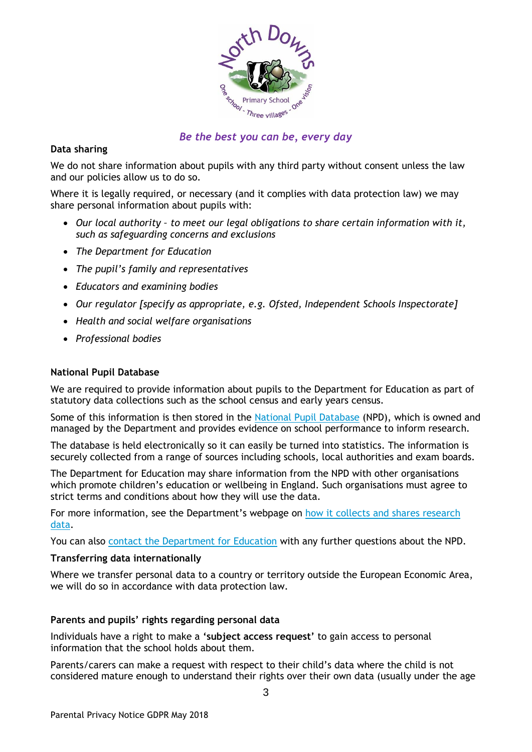*Be the best you can be, every day*

**Data sharing**

We do not share information about pupils with any third party without consent unless the law and our policies allow us to do so.

Where it is legally required, or necessary (and it complies with data protection law) we may share personal information about pupils with:

- *Our local authority – to meet our legal obligations to share certain information with it, such as safeguarding concerns and exclusions*
- *The Department for Education*
- *The pupil's family and representatives*
- *Educators and examining bodies*
- *Our regulator [specify as appropriate, e.g. Ofsted, Independent Schools Inspectorate]*
- *Health and social welfare organisations*
- *Professional bodies*

**National Pupil Database**

We are required to provide information about pupils to the Department for Education as part of statutory data collections such as the school census and early years census.

Some of this information is then stored in the [National Pupil Database](https://www.gov.uk/government/publications/national-pupil-database-user-guide-and-supporting-information) (NPD), which is owned and managed by the Department and provides evidence on school performance to inform research.

The database is held electronically so it can easily be turned into statistics. The information is securely collected from a range of sources including schools, local authorities and exam boards.

The Department for Education may share information from the NPD with other organisations which promote children's education or wellbeing in England. Such organisations must agree to strict terms and conditions about how they will use the data.

For more information, see the Department's webpage on [how it collects and shares research data](https://www.gov.uk/data-protection-how-we-collect-and-share-research-data).

You can also [contact the Department for Education](https://www.gov.uk/contact-dfe) with any further questions about the NPD.

**Transferring data internationally**

Where we transfer personal data to a country or territory outside the European Economic Area, we will do so in accordance with data protection law.

**Parents and pupils' rights regarding personal data**

Individuals have a right to make a '**subject access request**' to gain access to personal information that the school holds about them.

Parents/carers can make a request with respect to their child's data where the child is not considered mature enough to understand their rights over their own data (usually under the age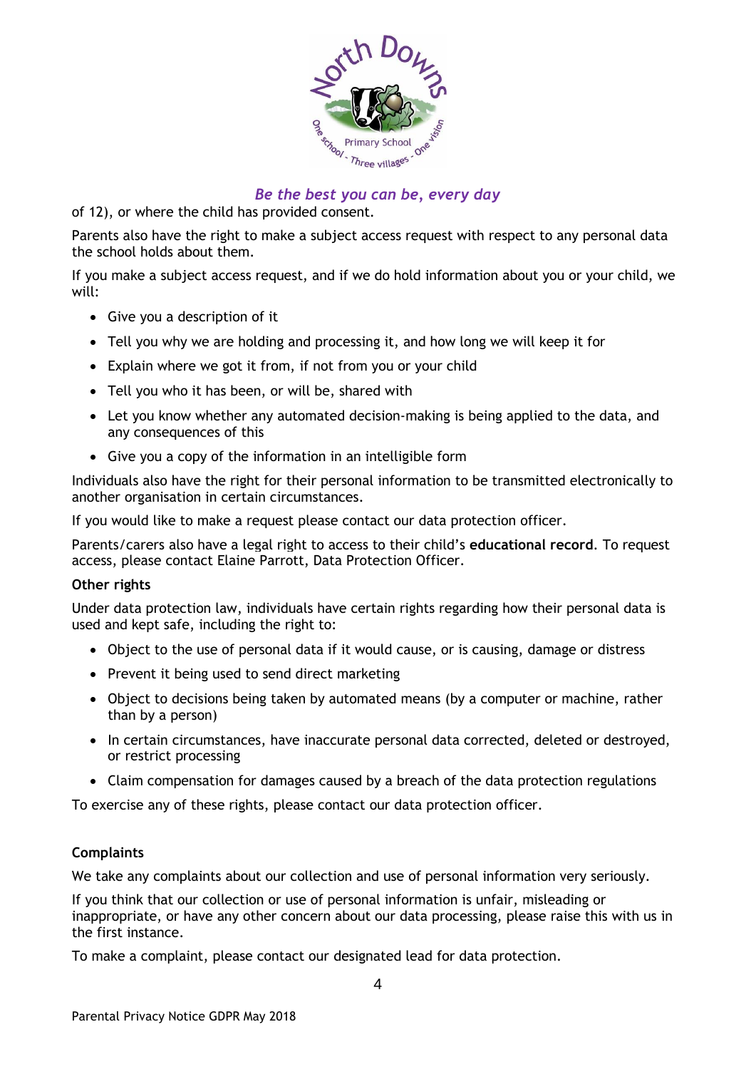of 12), or where the child has provided consent.

Parents also have the right to make a subject access request with respect to any personal data the school holds about them.

If you make a subject access request, and if we do hold information about you or your child, we will:

- Give you a description of it
- Tell you why we are holding and processing it, and how long we will keep it for
- Explain where we got it from, if not from you or your child
- Tell you who it has been, or will be, shared with
- Let you know whether any automated decision-making is being applied to the data, and any consequences of this
- Give you a copy of the information in an intelligible form

Individuals also have the right for their personal information to be transmitted electronically to another organisation in certain circumstances.

If you would like to make a request please contact our data protection officer.

Parents/carers also have a legal right to access to their child's **educational record**. To request access, please contact Elaine Parrott, Data Protection Officer.

**Other rights**

Under data protection law, individuals have certain rights regarding how their personal data is used and kept safe, including the right to:

- Object to the use of personal data if it would cause, or is causing, damage or distress
- Prevent it being used to send direct marketing
- Object to decisions being taken by automated means (by a computer or machine, rather than by a person)
- In certain circumstances, have inaccurate personal data corrected, deleted or destroyed, or restrict processing
- Claim compensation for damages caused by a breach of the data protection regulations

To exercise any of these rights, please contact our data protection officer.

**Complaints**

We take any complaints about our collection and use of personal information very seriously.

If you think that our collection or use of personal information is unfair, misleading or inappropriate, or have any other concern about our data processing, please raise this with us in the first instance.

To make a complaint, please contact our designated lead for data protection.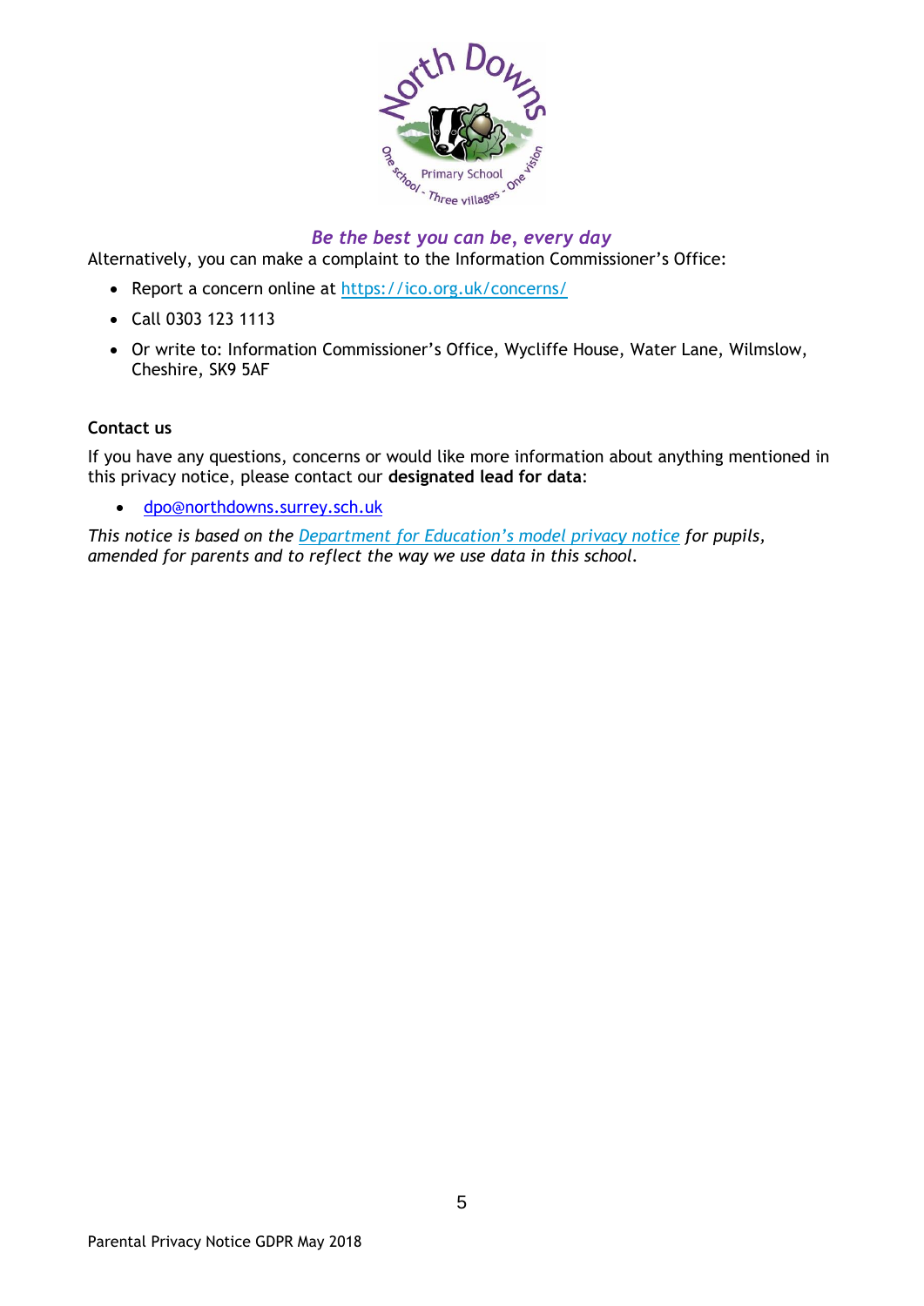Alternatively, you can make a complaint to the Information Commissioner's Office:

- Report a concern online at https://ico.org.uk/concerns/
- Call 0303 123 1113
- Or write to: Information Commissioner's Office, Wycliffe House, Water Lane, Wilmslow, Cheshire, SK9 5AF

**Contact us**

If you have any questions, concerns or would like more information about anything mentioned in this privacy notice, please contact our **designated lead for data**:

- dpo@northdowns.surrey.sch.uk

*This notice is based on the Department for Education's model privacy notice for pupils, amended for parents and to reflect the way we use data in this school.*